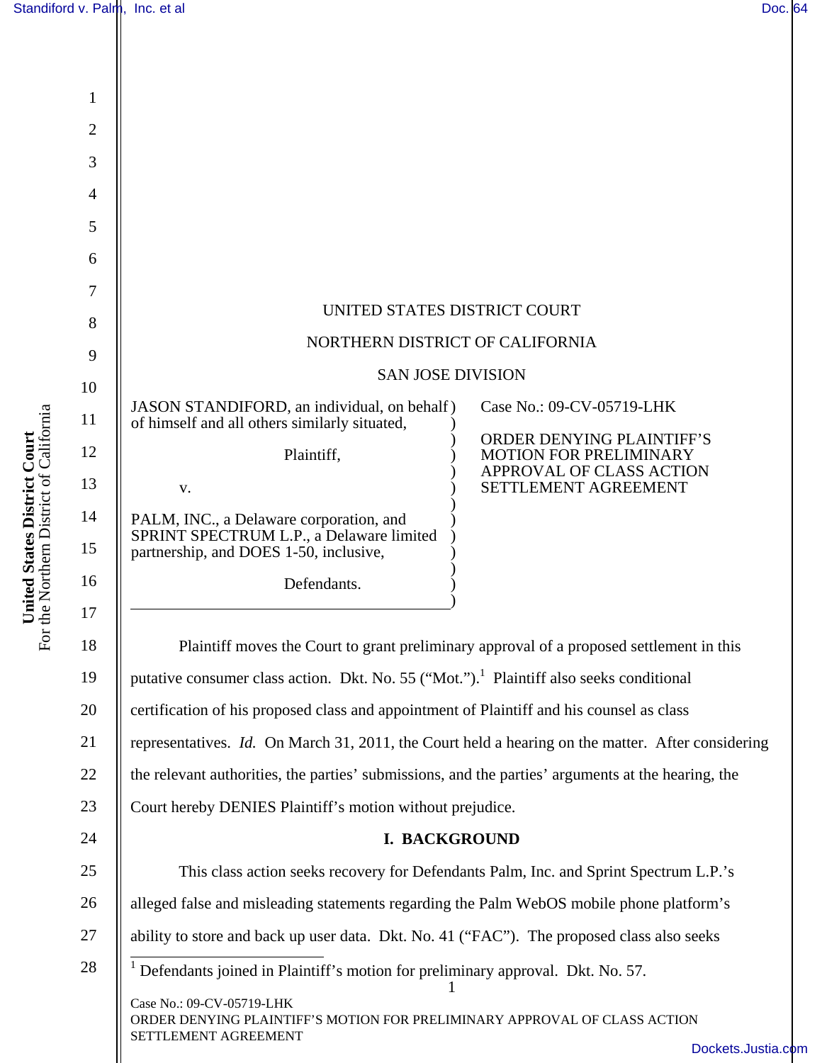UNITED STATES DISTRICT COURT

NORTHERN DISTRICT OF CALIFORNIA

SAN JOSE DIVISION

| | |
|---|---|
| JASON STANDIFORD, an individual, on behalf of himself and all others similarly situated,<br><br>Plaintiff,<br><br>v.<br><br>PALM, INC., a Delaware corporation, and SPRINT SPECTRUM L.P., a Delaware limited partnership, and DOES 1-50, inclusive,<br><br>Defendants. | Case No.: 09-CV-05719-LHK<br><br>ORDER DENYING PLAINTIFF'S MOTION FOR PRELIMINARY APPROVAL OF CLASS ACTION SETTLEMENT AGREEMENT |

Plaintiff moves the Court to grant preliminary approval of a proposed settlement in this putative consumer class action. Dkt. No. 55 ("Mot.").[1] Plaintiff also seeks conditional certification of his proposed class and appointment of Plaintiff and his counsel as class representatives. *Id.* On March 31, 2011, the Court held a hearing on the matter. After considering the relevant authorities, the parties' submissions, and the parties' arguments at the hearing, the Court hereby DENIES Plaintiff's motion without prejudice.

## I. BACKGROUND

This class action seeks recovery for Defendants Palm, Inc. and Sprint Spectrum L.P.'s alleged false and misleading statements regarding the Palm WebOS mobile phone platform's ability to store and back up user data. Dkt. No. 41 ("FAC"). The proposed class also seeks

[1] Defendants joined in Plaintiff's motion for preliminary approval. Dkt. No. 57.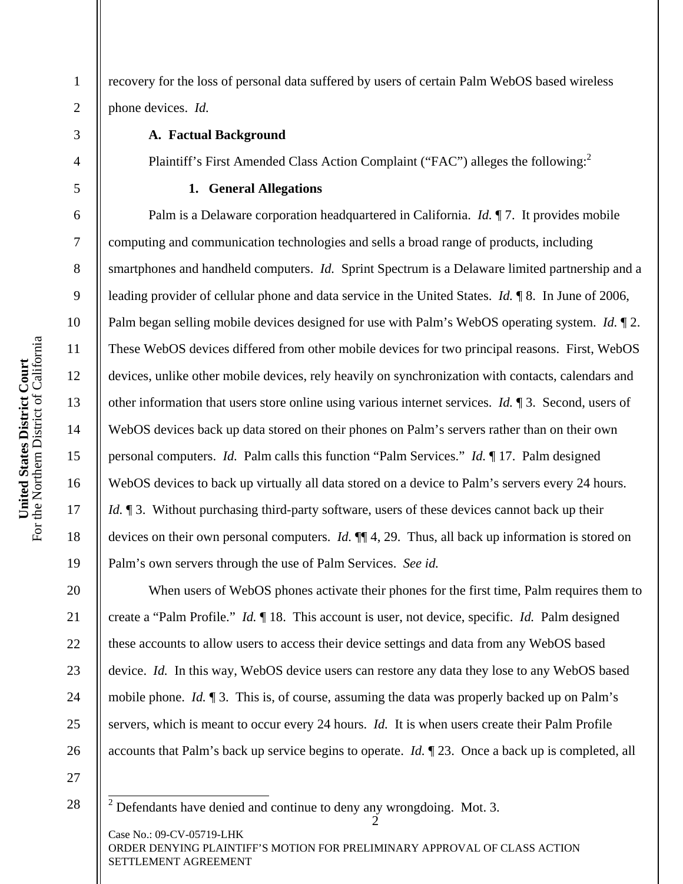recovery for the loss of personal data suffered by users of certain Palm WebOS based wireless phone devices. *Id.*

### A. Factual Background

Plaintiff's First Amended Class Action Complaint ("FAC") alleges the following:[2]

#### 1. General Allegations

Palm is a Delaware corporation headquartered in California. *Id.* ¶ 7. It provides mobile computing and communication technologies and sells a broad range of products, including smartphones and handheld computers. *Id.* Sprint Spectrum is a Delaware limited partnership and a leading provider of cellular phone and data service in the United States. *Id.* ¶ 8. In June of 2006, Palm began selling mobile devices designed for use with Palm's WebOS operating system. *Id.* ¶ 2. These WebOS devices differed from other mobile devices for two principal reasons. First, WebOS devices, unlike other mobile devices, rely heavily on synchronization with contacts, calendars and other information that users store online using various internet services. *Id.* ¶ 3. Second, users of WebOS devices back up data stored on their phones on Palm's servers rather than on their own personal computers. *Id.* Palm calls this function "Palm Services." *Id.* ¶ 17. Palm designed WebOS devices to back up virtually all data stored on a device to Palm's servers every 24 hours. *Id.* ¶ 3. Without purchasing third-party software, users of these devices cannot back up their devices on their own personal computers. *Id.* ¶¶ 4, 29. Thus, all back up information is stored on Palm's own servers through the use of Palm Services. *See id.*

When users of WebOS phones activate their phones for the first time, Palm requires them to create a "Palm Profile." *Id.* ¶ 18. This account is user, not device, specific. *Id.* Palm designed these accounts to allow users to access their device settings and data from any WebOS based device. *Id.* In this way, WebOS device users can restore any data they lose to any WebOS based mobile phone. *Id.* ¶ 3. This is, of course, assuming the data was properly backed up on Palm's servers, which is meant to occur every 24 hours. *Id.* It is when users create their Palm Profile accounts that Palm's back up service begins to operate. *Id.* ¶ 23. Once a back up is completed, all

[2] Defendants have denied and continue to deny any wrongdoing. Mot. 3.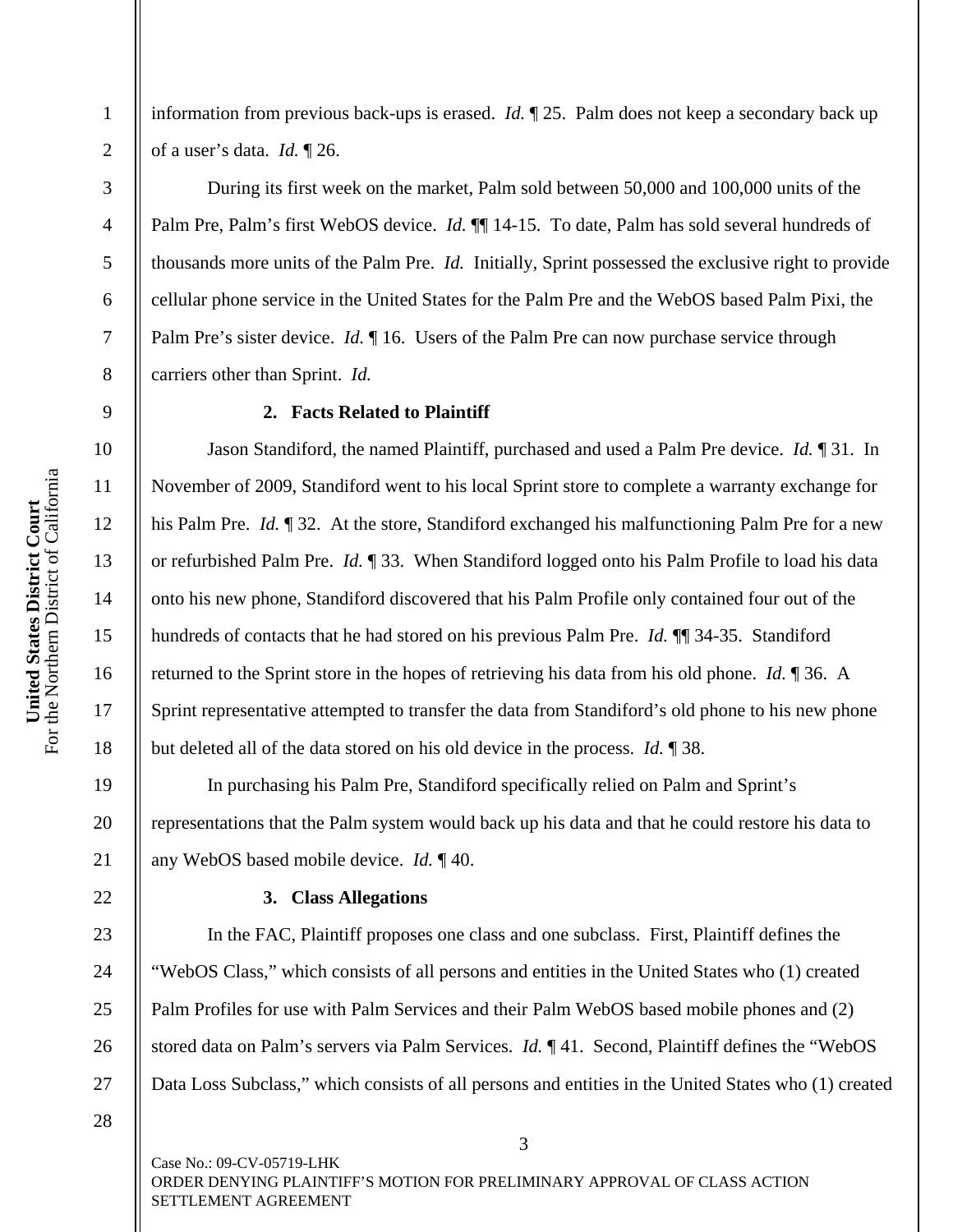information from previous back-ups is erased. *Id.* ¶ 25. Palm does not keep a secondary back up of a user's data. *Id.* ¶ 26.

During its first week on the market, Palm sold between 50,000 and 100,000 units of the Palm Pre, Palm's first WebOS device. *Id.* ¶¶ 14-15. To date, Palm has sold several hundreds of thousands more units of the Palm Pre. *Id.* Initially, Sprint possessed the exclusive right to provide cellular phone service in the United States for the Palm Pre and the WebOS based Palm Pixi, the Palm Pre's sister device. *Id.* ¶ 16. Users of the Palm Pre can now purchase service through carriers other than Sprint. *Id.*

### 2. Facts Related to Plaintiff

Jason Standiford, the named Plaintiff, purchased and used a Palm Pre device. *Id.* ¶ 31. In November of 2009, Standiford went to his local Sprint store to complete a warranty exchange for his Palm Pre. *Id.* ¶ 32. At the store, Standiford exchanged his malfunctioning Palm Pre for a new or refurbished Palm Pre. *Id.* ¶ 33. When Standiford logged onto his Palm Profile to load his data onto his new phone, Standiford discovered that his Palm Profile only contained four out of the hundreds of contacts that he had stored on his previous Palm Pre. *Id.* ¶¶ 34-35. Standiford returned to the Sprint store in the hopes of retrieving his data from his old phone. *Id.* ¶ 36. A Sprint representative attempted to transfer the data from Standiford's old phone to his new phone but deleted all of the data stored on his old device in the process. *Id.* ¶ 38.

In purchasing his Palm Pre, Standiford specifically relied on Palm and Sprint's representations that the Palm system would back up his data and that he could restore his data to any WebOS based mobile device. *Id.* ¶ 40.

### 3. Class Allegations

In the FAC, Plaintiff proposes one class and one subclass. First, Plaintiff defines the "WebOS Class," which consists of all persons and entities in the United States who (1) created Palm Profiles for use with Palm Services and their Palm WebOS based mobile phones and (2) stored data on Palm's servers via Palm Services. *Id.* ¶ 41. Second, Plaintiff defines the "WebOS Data Loss Subclass," which consists of all persons and entities in the United States who (1) created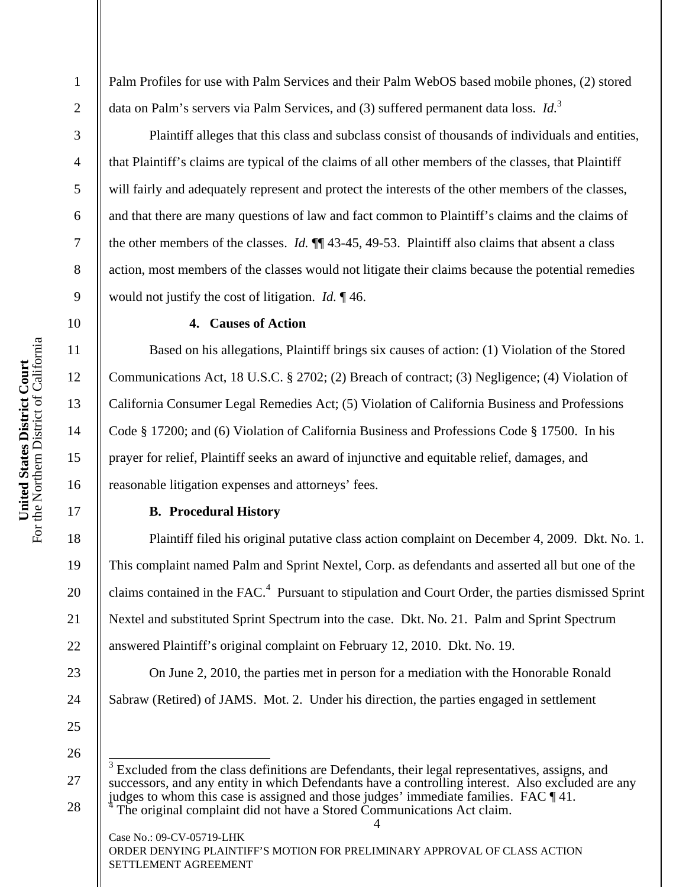Palm Profiles for use with Palm Services and their Palm WebOS based mobile phones, (2) stored data on Palm's servers via Palm Services, and (3) suffered permanent data loss. *Id.*[3]

Plaintiff alleges that this class and subclass consist of thousands of individuals and entities, that Plaintiff's claims are typical of the claims of all other members of the classes, that Plaintiff will fairly and adequately represent and protect the interests of the other members of the classes, and that there are many questions of law and fact common to Plaintiff's claims and the claims of the other members of the classes. *Id.* ¶¶ 43-45, 49-53. Plaintiff also claims that absent a class action, most members of the classes would not litigate their claims because the potential remedies would not justify the cost of litigation. *Id.* ¶ 46.

**4. Causes of Action**

Based on his allegations, Plaintiff brings six causes of action: (1) Violation of the Stored Communications Act, 18 U.S.C. § 2702; (2) Breach of contract; (3) Negligence; (4) Violation of California Consumer Legal Remedies Act; (5) Violation of California Business and Professions Code § 17200; and (6) Violation of California Business and Professions Code § 17500. In his prayer for relief, Plaintiff seeks an award of injunctive and equitable relief, damages, and reasonable litigation expenses and attorneys' fees.

### B. Procedural History

Plaintiff filed his original putative class action complaint on December 4, 2009. Dkt. No. 1. This complaint named Palm and Sprint Nextel, Corp. as defendants and asserted all but one of the claims contained in the FAC.[4] Pursuant to stipulation and Court Order, the parties dismissed Sprint Nextel and substituted Sprint Spectrum into the case. Dkt. No. 21. Palm and Sprint Spectrum answered Plaintiff's original complaint on February 12, 2010. Dkt. No. 19.

On June 2, 2010, the parties met in person for a mediation with the Honorable Ronald Sabraw (Retired) of JAMS. Mot. 2. Under his direction, the parties engaged in settlement

---

[3] Excluded from the class definitions are Defendants, their legal representatives, assigns, and successors, and any entity in which Defendants have a controlling interest. Also excluded are any judges to whom this case is assigned and those judges' immediate families. FAC ¶ 41.

[4] The original complaint did not have a Stored Communications Act claim.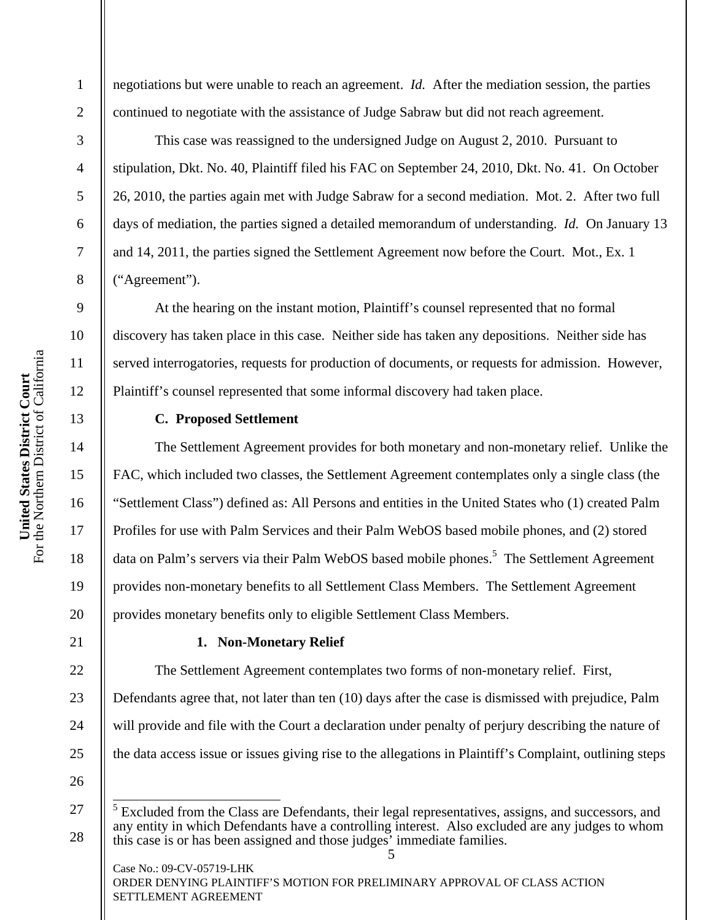negotiations but were unable to reach an agreement. *Id.* After the mediation session, the parties continued to negotiate with the assistance of Judge Sabraw but did not reach agreement.

This case was reassigned to the undersigned Judge on August 2, 2010. Pursuant to stipulation, Dkt. No. 40, Plaintiff filed his FAC on September 24, 2010, Dkt. No. 41. On October 26, 2010, the parties again met with Judge Sabraw for a second mediation. Mot. 2. After two full days of mediation, the parties signed a detailed memorandum of understanding. *Id.* On January 13 and 14, 2011, the parties signed the Settlement Agreement now before the Court. Mot., Ex. 1 ("Agreement").

At the hearing on the instant motion, Plaintiff's counsel represented that no formal discovery has taken place in this case. Neither side has taken any depositions. Neither side has served interrogatories, requests for production of documents, or requests for admission. However, Plaintiff's counsel represented that some informal discovery had taken place.

### C. Proposed Settlement

The Settlement Agreement provides for both monetary and non-monetary relief. Unlike the FAC, which included two classes, the Settlement Agreement contemplates only a single class (the "Settlement Class") defined as: All Persons and entities in the United States who (1) created Palm Profiles for use with Palm Services and their Palm WebOS based mobile phones, and (2) stored data on Palm's servers via their Palm WebOS based mobile phones.[5] The Settlement Agreement provides non-monetary benefits to all Settlement Class Members. The Settlement Agreement provides monetary benefits only to eligible Settlement Class Members.

#### 1. Non-Monetary Relief

The Settlement Agreement contemplates two forms of non-monetary relief. First, Defendants agree that, not later than ten (10) days after the case is dismissed with prejudice, Palm will provide and file with the Court a declaration under penalty of perjury describing the nature of the data access issue or issues giving rise to the allegations in Plaintiff's Complaint, outlining steps

---

[5] Excluded from the Class are Defendants, their legal representatives, assigns, and successors, and any entity in which Defendants have a controlling interest. Also excluded are any judges to whom this case is or has been assigned and those judges' immediate families.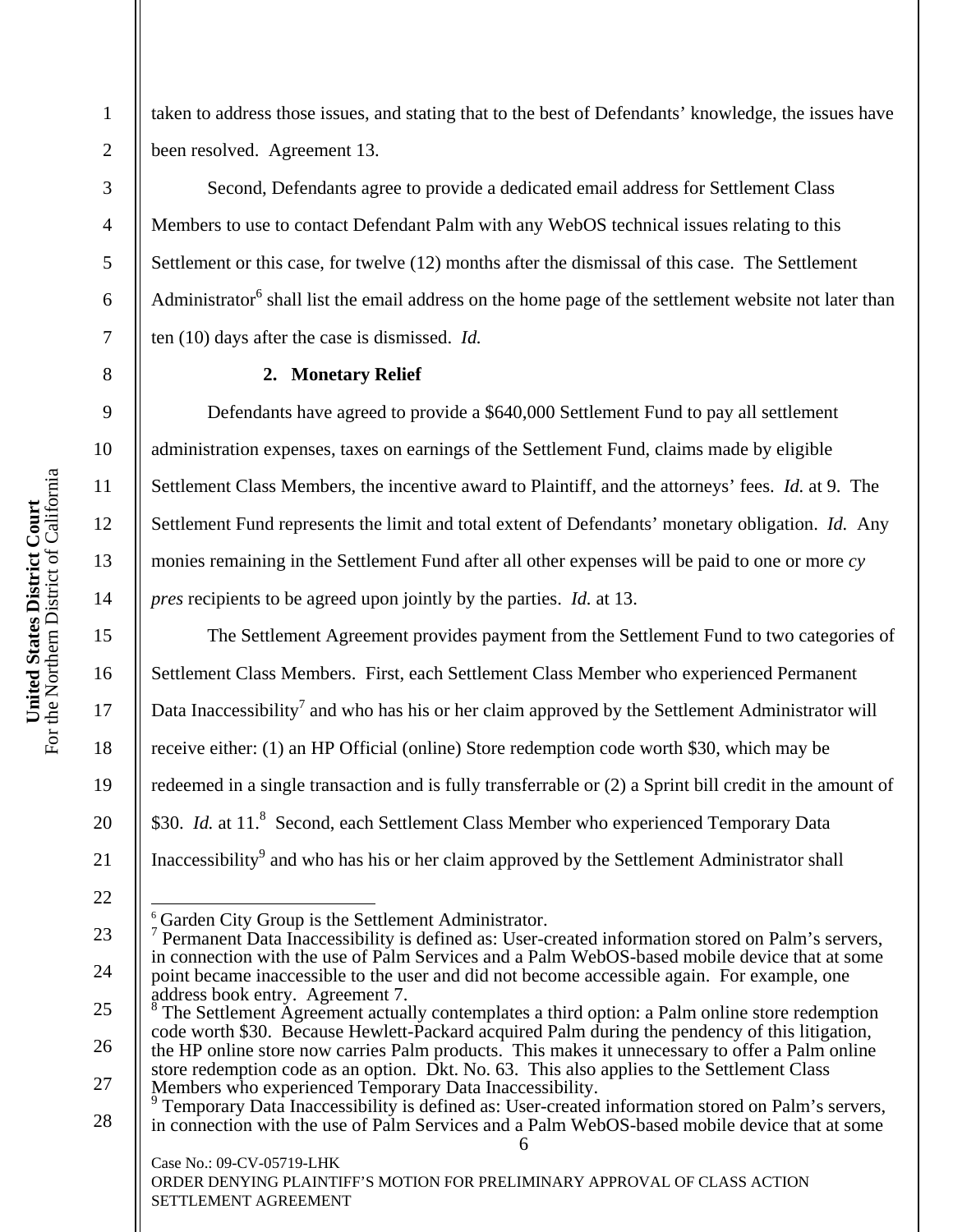taken to address those issues, and stating that to the best of Defendants' knowledge, the issues have been resolved. Agreement 13.

Second, Defendants agree to provide a dedicated email address for Settlement Class Members to use to contact Defendant Palm with any WebOS technical issues relating to this Settlement or this case, for twelve (12) months after the dismissal of this case. The Settlement Administrator[6] shall list the email address on the home page of the settlement website not later than ten (10) days after the case is dismissed. *Id.*

**2. Monetary Relief**

Defendants have agreed to provide a $640,000 Settlement Fund to pay all settlement administration expenses, taxes on earnings of the Settlement Fund, claims made by eligible Settlement Class Members, the incentive award to Plaintiff, and the attorneys' fees. *Id.* at 9. The Settlement Fund represents the limit and total extent of Defendants' monetary obligation. *Id.* Any monies remaining in the Settlement Fund after all other expenses will be paid to one or more *cy pres* recipients to be agreed upon jointly by the parties. *Id.* at 13.

The Settlement Agreement provides payment from the Settlement Fund to two categories of Settlement Class Members. First, each Settlement Class Member who experienced Permanent Data Inaccessibility[7] and who has his or her claim approved by the Settlement Administrator will receive either: (1) an HP Official (online) Store redemption code worth $30, which may be redeemed in a single transaction and is fully transferrable or (2) a Sprint bill credit in the amount of $30. *Id.* at 11.[8] Second, each Settlement Class Member who experienced Temporary Data Inaccessibility[9] and who has his or her claim approved by the Settlement Administrator shall

---

[6] Garden City Group is the Settlement Administrator.

[7] Permanent Data Inaccessibility is defined as: User-created information stored on Palm's servers, in connection with the use of Palm Services and a Palm WebOS-based mobile device that at some point became inaccessible to the user and did not become accessible again. For example, one address book entry. Agreement 7.

[8] The Settlement Agreement actually contemplates a third option: a Palm online store redemption code worth $30. Because Hewlett-Packard acquired Palm during the pendency of this litigation, the HP online store now carries Palm products. This makes it unnecessary to offer a Palm online store redemption code as an option. Dkt. No. 63. This also applies to the Settlement Class Members who experienced Temporary Data Inaccessibility.

[9] Temporary Data Inaccessibility is defined as: User-created information stored on Palm's servers, in connection with the use of Palm Services and a Palm WebOS-based mobile device that at some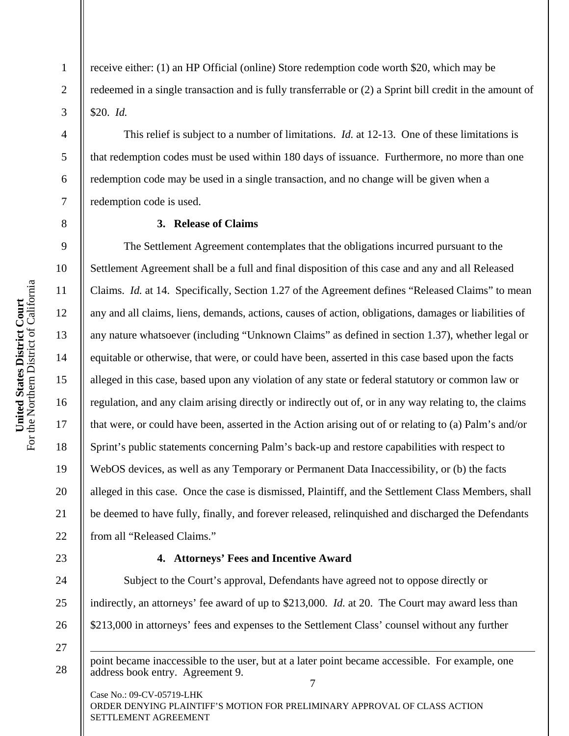receive either: (1) an HP Official (online) Store redemption code worth $20, which may be redeemed in a single transaction and is fully transferrable or (2) a Sprint bill credit in the amount of $20. *Id.*

This relief is subject to a number of limitations. *Id.* at 12-13. One of these limitations is that redemption codes must be used within 180 days of issuance. Furthermore, no more than one redemption code may be used in a single transaction, and no change will be given when a redemption code is used.

**3. Release of Claims**

The Settlement Agreement contemplates that the obligations incurred pursuant to the Settlement Agreement shall be a full and final disposition of this case and any and all Released Claims. *Id.* at 14. Specifically, Section 1.27 of the Agreement defines "Released Claims" to mean any and all claims, liens, demands, actions, causes of action, obligations, damages or liabilities of any nature whatsoever (including "Unknown Claims" as defined in section 1.37), whether legal or equitable or otherwise, that were, or could have been, asserted in this case based upon the facts alleged in this case, based upon any violation of any state or federal statutory or common law or regulation, and any claim arising directly or indirectly out of, or in any way relating to, the claims that were, or could have been, asserted in the Action arising out of or relating to (a) Palm's and/or Sprint's public statements concerning Palm's back-up and restore capabilities with respect to WebOS devices, as well as any Temporary or Permanent Data Inaccessibility, or (b) the facts alleged in this case. Once the case is dismissed, Plaintiff, and the Settlement Class Members, shall be deemed to have fully, finally, and forever released, relinquished and discharged the Defendants from all "Released Claims."

**4. Attorneys' Fees and Incentive Award**

Subject to the Court's approval, Defendants have agreed not to oppose directly or indirectly, an attorneys' fee award of up to $213,000. *Id.* at 20. The Court may award less than $213,000 in attorneys' fees and expenses to the Settlement Class' counsel without any further

---

point became inaccessible to the user, but at a later point became accessible. For example, one address book entry. Agreement 9.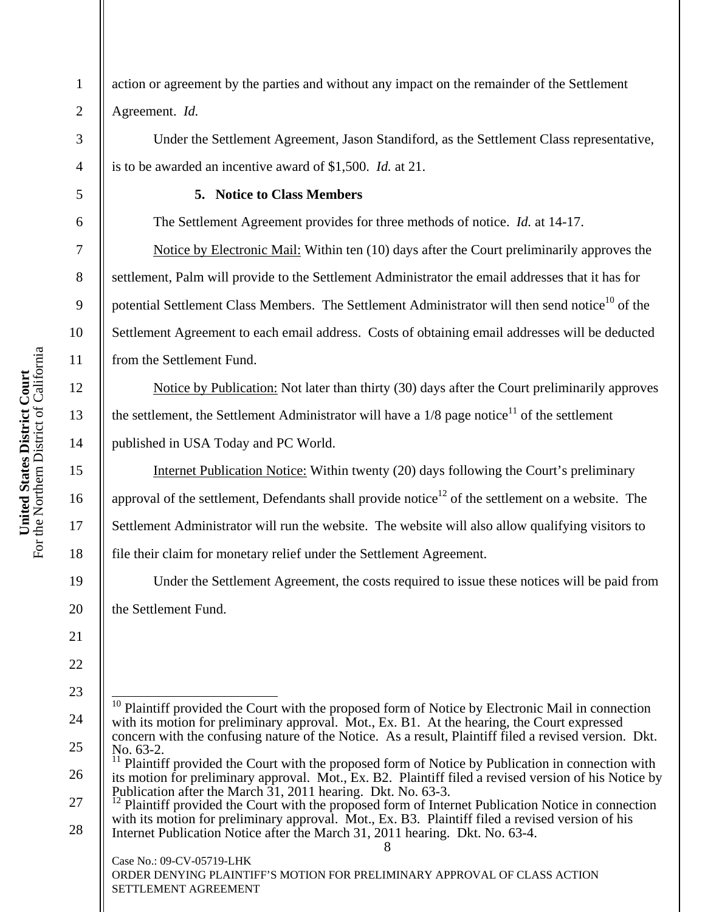action or agreement by the parties and without any impact on the remainder of the Settlement Agreement. *Id.*

Under the Settlement Agreement, Jason Standiford, as the Settlement Class representative, is to be awarded an incentive award of $1,500. *Id.* at 21.

**5. Notice to Class Members**

The Settlement Agreement provides for three methods of notice. *Id.* at 14-17.

Notice by Electronic Mail: Within ten (10) days after the Court preliminarily approves the settlement, Palm will provide to the Settlement Administrator the email addresses that it has for potential Settlement Class Members. The Settlement Administrator will then send notice[10] of the Settlement Agreement to each email address. Costs of obtaining email addresses will be deducted from the Settlement Fund.

Notice by Publication: Not later than thirty (30) days after the Court preliminarily approves the settlement, the Settlement Administrator will have a 1/8 page notice[11] of the settlement published in USA Today and PC World.

Internet Publication Notice: Within twenty (20) days following the Court's preliminary approval of the settlement, Defendants shall provide notice[12] of the settlement on a website. The Settlement Administrator will run the website. The website will also allow qualifying visitors to file their claim for monetary relief under the Settlement Agreement.

Under the Settlement Agreement, the costs required to issue these notices will be paid from the Settlement Fund.

---

[10] Plaintiff provided the Court with the proposed form of Notice by Electronic Mail in connection with its motion for preliminary approval. Mot., Ex. B1. At the hearing, the Court expressed concern with the confusing nature of the Notice. As a result, Plaintiff filed a revised version. Dkt. No. 63-2.

[11] Plaintiff provided the Court with the proposed form of Notice by Publication in connection with its motion for preliminary approval. Mot., Ex. B2. Plaintiff filed a revised version of his Notice by Publication after the March 31, 2011 hearing. Dkt. No. 63-3.

[12] Plaintiff provided the Court with the proposed form of Internet Publication Notice in connection with its motion for preliminary approval. Mot., Ex. B3. Plaintiff filed a revised version of his Internet Publication Notice after the March 31, 2011 hearing. Dkt. No. 63-4.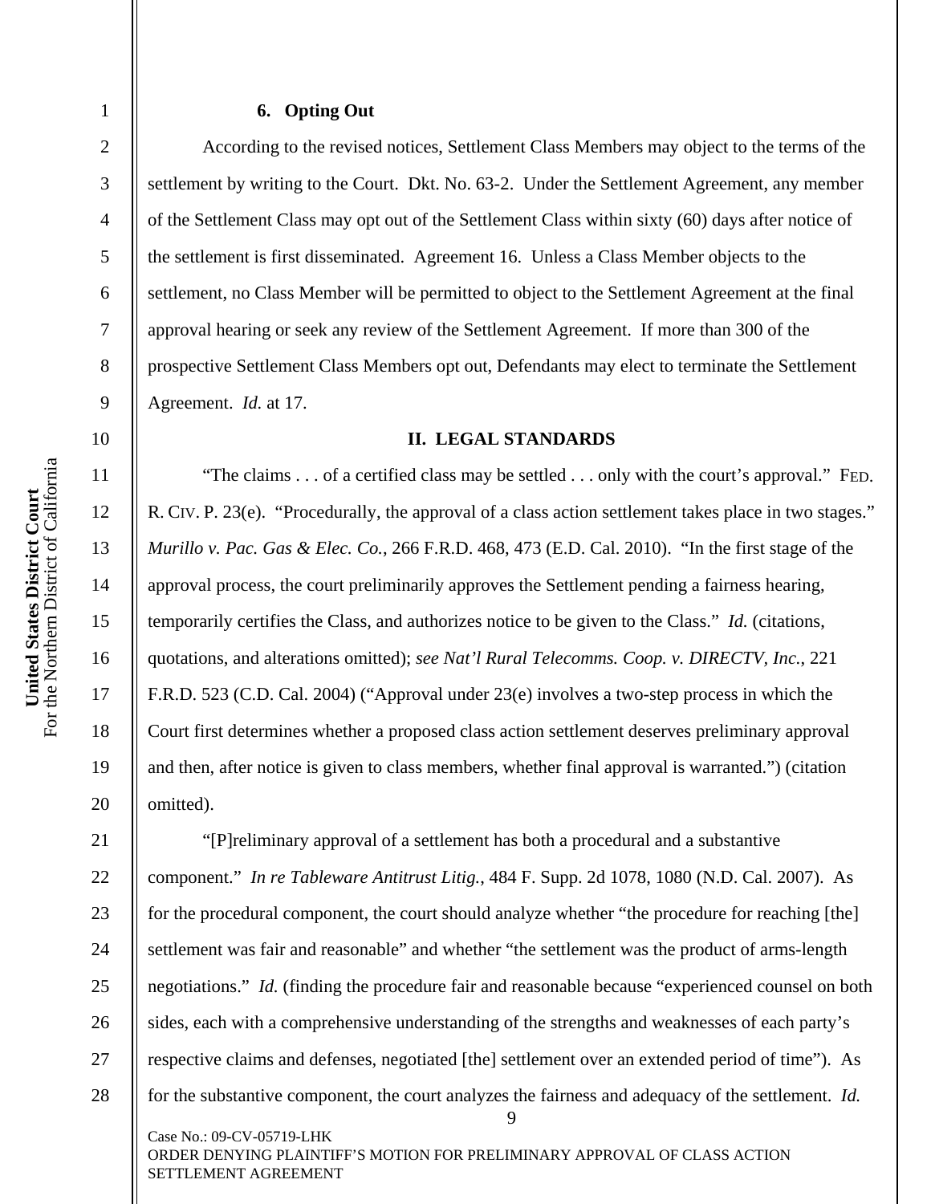### 6. Opting Out

According to the revised notices, Settlement Class Members may object to the terms of the settlement by writing to the Court. Dkt. No. 63-2. Under the Settlement Agreement, any member of the Settlement Class may opt out of the Settlement Class within sixty (60) days after notice of the settlement is first disseminated. Agreement 16. Unless a Class Member objects to the settlement, no Class Member will be permitted to object to the Settlement Agreement at the final approval hearing or seek any review of the Settlement Agreement. If more than 300 of the prospective Settlement Class Members opt out, Defendants may elect to terminate the Settlement Agreement. *Id.* at 17.

## II. LEGAL STANDARDS

"The claims . . . of a certified class may be settled . . . only with the court's approval." FED. R. CIV. P. 23(e). "Procedurally, the approval of a class action settlement takes place in two stages." *Murillo v. Pac. Gas & Elec. Co.*, 266 F.R.D. 468, 473 (E.D. Cal. 2010). "In the first stage of the approval process, the court preliminarily approves the Settlement pending a fairness hearing, temporarily certifies the Class, and authorizes notice to be given to the Class." *Id.* (citations, quotations, and alterations omitted); *see Nat'l Rural Telecomms. Coop. v. DIRECTV, Inc.*, 221 F.R.D. 523 (C.D. Cal. 2004) ("Approval under 23(e) involves a two-step process in which the Court first determines whether a proposed class action settlement deserves preliminary approval and then, after notice is given to class members, whether final approval is warranted.") (citation omitted).

"[P]reliminary approval of a settlement has both a procedural and a substantive component." *In re Tableware Antitrust Litig.*, 484 F. Supp. 2d 1078, 1080 (N.D. Cal. 2007). As for the procedural component, the court should analyze whether "the procedure for reaching [the] settlement was fair and reasonable" and whether "the settlement was the product of arms-length negotiations." *Id.* (finding the procedure fair and reasonable because "experienced counsel on both sides, each with a comprehensive understanding of the strengths and weaknesses of each party's respective claims and defenses, negotiated [the] settlement over an extended period of time"). As for the substantive component, the court analyzes the fairness and adequacy of the settlement. *Id.*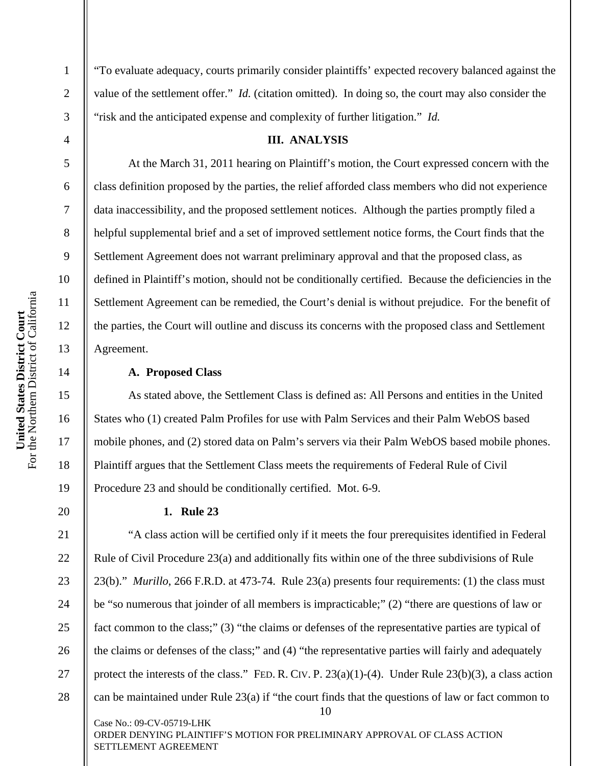"To evaluate adequacy, courts primarily consider plaintiffs' expected recovery balanced against the value of the settlement offer." *Id.* (citation omitted). In doing so, the court may also consider the "risk and the anticipated expense and complexity of further litigation." *Id.*

## III. ANALYSIS

At the March 31, 2011 hearing on Plaintiff's motion, the Court expressed concern with the class definition proposed by the parties, the relief afforded class members who did not experience data inaccessibility, and the proposed settlement notices. Although the parties promptly filed a helpful supplemental brief and a set of improved settlement notice forms, the Court finds that the Settlement Agreement does not warrant preliminary approval and that the proposed class, as defined in Plaintiff's motion, should not be conditionally certified. Because the deficiencies in the Settlement Agreement can be remedied, the Court's denial is without prejudice. For the benefit of the parties, the Court will outline and discuss its concerns with the proposed class and Settlement Agreement.

### A. Proposed Class

As stated above, the Settlement Class is defined as: All Persons and entities in the United States who (1) created Palm Profiles for use with Palm Services and their Palm WebOS based mobile phones, and (2) stored data on Palm's servers via their Palm WebOS based mobile phones. Plaintiff argues that the Settlement Class meets the requirements of Federal Rule of Civil Procedure 23 and should be conditionally certified. Mot. 6-9.

#### 1. Rule 23

"A class action will be certified only if it meets the four prerequisites identified in Federal Rule of Civil Procedure 23(a) and additionally fits within one of the three subdivisions of Rule 23(b)." *Murillo*, 266 F.R.D. at 473-74. Rule 23(a) presents four requirements: (1) the class must be "so numerous that joinder of all members is impracticable;" (2) "there are questions of law or fact common to the class;" (3) "the claims or defenses of the representative parties are typical of the claims or defenses of the class;" and (4) "the representative parties will fairly and adequately protect the interests of the class." FED. R. CIV. P. 23(a)(1)-(4). Under Rule 23(b)(3), a class action can be maintained under Rule 23(a) if "the court finds that the questions of law or fact common to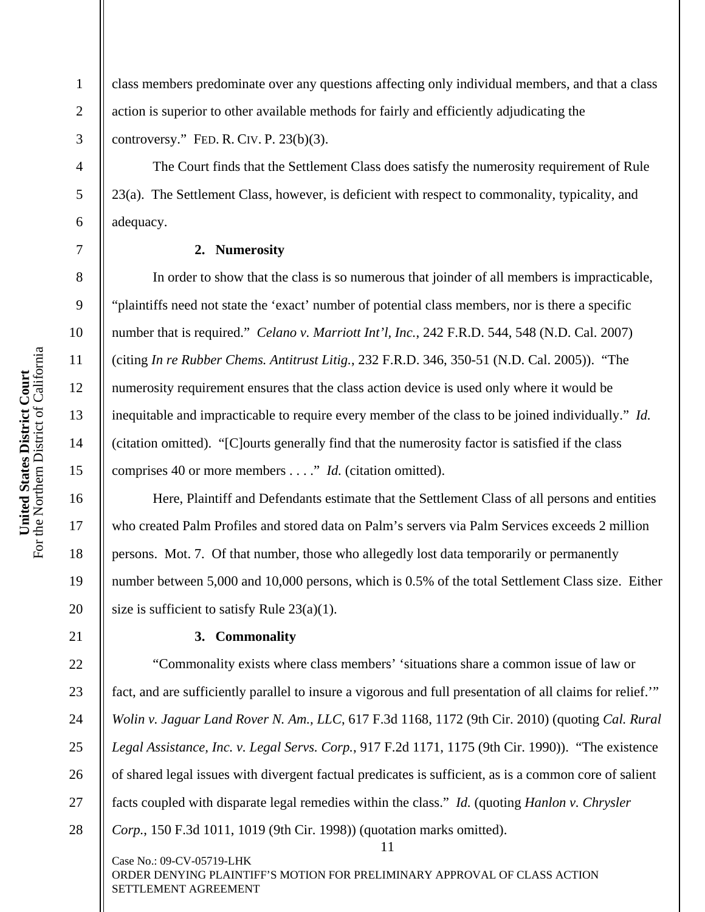class members predominate over any questions affecting only individual members, and that a class action is superior to other available methods for fairly and efficiently adjudicating the controversy." FED. R. CIV. P. 23(b)(3).

The Court finds that the Settlement Class does satisfy the numerosity requirement of Rule 23(a). The Settlement Class, however, is deficient with respect to commonality, typicality, and adequacy.

**2. Numerosity**

In order to show that the class is so numerous that joinder of all members is impracticable, "plaintiffs need not state the 'exact' number of potential class members, nor is there a specific number that is required." *Celano v. Marriott Int'l, Inc.*, 242 F.R.D. 544, 548 (N.D. Cal. 2007) (citing *In re Rubber Chems. Antitrust Litig.*, 232 F.R.D. 346, 350-51 (N.D. Cal. 2005)). "The numerosity requirement ensures that the class action device is used only where it would be inequitable and impracticable to require every member of the class to be joined individually." *Id.* (citation omitted). "[C]ourts generally find that the numerosity factor is satisfied if the class comprises 40 or more members . . . ." *Id.* (citation omitted).

Here, Plaintiff and Defendants estimate that the Settlement Class of all persons and entities who created Palm Profiles and stored data on Palm's servers via Palm Services exceeds 2 million persons. Mot. 7. Of that number, those who allegedly lost data temporarily or permanently number between 5,000 and 10,000 persons, which is 0.5% of the total Settlement Class size. Either size is sufficient to satisfy Rule 23(a)(1).

**3. Commonality**

"Commonality exists where class members' 'situations share a common issue of law or fact, and are sufficiently parallel to insure a vigorous and full presentation of all claims for relief.'" *Wolin v. Jaguar Land Rover N. Am., LLC*, 617 F.3d 1168, 1172 (9th Cir. 2010) (quoting *Cal. Rural Legal Assistance, Inc. v. Legal Servs. Corp.*, 917 F.2d 1171, 1175 (9th Cir. 1990)). "The existence of shared legal issues with divergent factual predicates is sufficient, as is a common core of salient facts coupled with disparate legal remedies within the class." *Id.* (quoting *Hanlon v. Chrysler Corp.*, 150 F.3d 1011, 1019 (9th Cir. 1998)) (quotation marks omitted).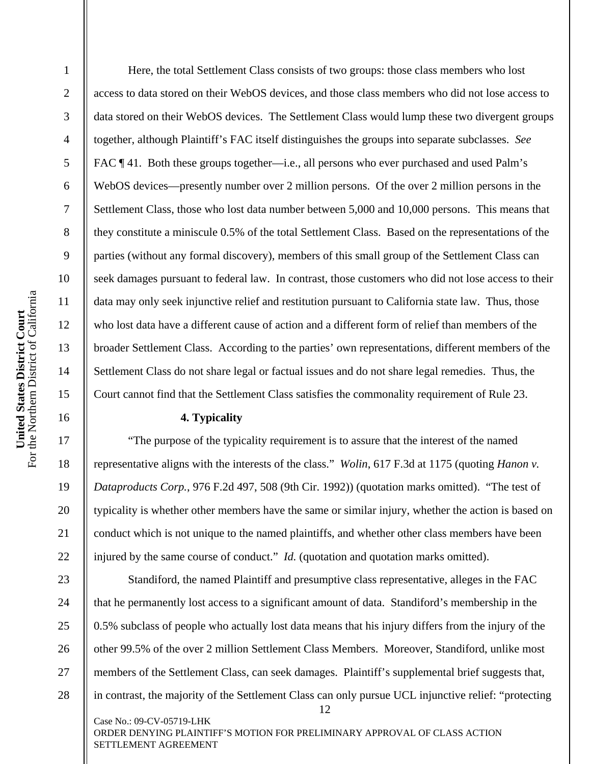Here, the total Settlement Class consists of two groups: those class members who lost access to data stored on their WebOS devices, and those class members who did not lose access to data stored on their WebOS devices. The Settlement Class would lump these two divergent groups together, although Plaintiff's FAC itself distinguishes the groups into separate subclasses. *See* FAC ¶ 41. Both these groups together—i.e., all persons who ever purchased and used Palm's WebOS devices—presently number over 2 million persons. Of the over 2 million persons in the Settlement Class, those who lost data number between 5,000 and 10,000 persons. This means that they constitute a miniscule 0.5% of the total Settlement Class. Based on the representations of the parties (without any formal discovery), members of this small group of the Settlement Class can seek damages pursuant to federal law. In contrast, those customers who did not lose access to their data may only seek injunctive relief and restitution pursuant to California state law. Thus, those who lost data have a different cause of action and a different form of relief than members of the broader Settlement Class. According to the parties' own representations, different members of the Settlement Class do not share legal or factual issues and do not share legal remedies. Thus, the Court cannot find that the Settlement Class satisfies the commonality requirement of Rule 23.

**4. Typicality**

"The purpose of the typicality requirement is to assure that the interest of the named representative aligns with the interests of the class." *Wolin*, 617 F.3d at 1175 (quoting *Hanon v. Dataproducts Corp.*, 976 F.2d 497, 508 (9th Cir. 1992)) (quotation marks omitted). "The test of typicality is whether other members have the same or similar injury, whether the action is based on conduct which is not unique to the named plaintiffs, and whether other class members have been injured by the same course of conduct." *Id.* (quotation and quotation marks omitted).

Standiford, the named Plaintiff and presumptive class representative, alleges in the FAC that he permanently lost access to a significant amount of data. Standiford's membership in the 0.5% subclass of people who actually lost data means that his injury differs from the injury of the other 99.5% of the over 2 million Settlement Class Members. Moreover, Standiford, unlike most members of the Settlement Class, can seek damages. Plaintiff's supplemental brief suggests that, in contrast, the majority of the Settlement Class can only pursue UCL injunctive relief: "protecting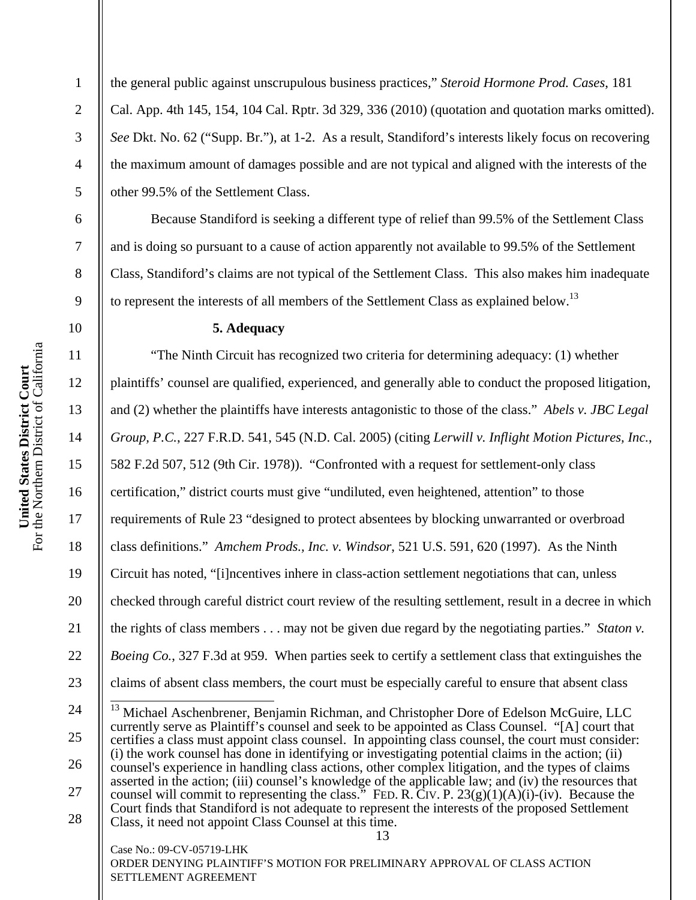the general public against unscrupulous business practices," *Steroid Hormone Prod. Cases*, 181 Cal. App. 4th 145, 154, 104 Cal. Rptr. 3d 329, 336 (2010) (quotation and quotation marks omitted). *See* Dkt. No. 62 ("Supp. Br."), at 1-2. As a result, Standiford's interests likely focus on recovering the maximum amount of damages possible and are not typical and aligned with the interests of the other 99.5% of the Settlement Class.

Because Standiford is seeking a different type of relief than 99.5% of the Settlement Class and is doing so pursuant to a cause of action apparently not available to 99.5% of the Settlement Class, Standiford's claims are not typical of the Settlement Class. This also makes him inadequate to represent the interests of all members of the Settlement Class as explained below.[13]

**5. Adequacy**

"The Ninth Circuit has recognized two criteria for determining adequacy: (1) whether plaintiffs' counsel are qualified, experienced, and generally able to conduct the proposed litigation, and (2) whether the plaintiffs have interests antagonistic to those of the class." *Abels v. JBC Legal Group, P.C.*, 227 F.R.D. 541, 545 (N.D. Cal. 2005) (citing *Lerwill v. Inflight Motion Pictures, Inc.*, 582 F.2d 507, 512 (9th Cir. 1978)). "Confronted with a request for settlement-only class certification," district courts must give "undiluted, even heightened, attention" to those requirements of Rule 23 "designed to protect absentees by blocking unwarranted or overbroad class definitions." *Amchem Prods., Inc. v. Windsor*, 521 U.S. 591, 620 (1997). As the Ninth Circuit has noted, "[i]ncentives inhere in class-action settlement negotiations that can, unless checked through careful district court review of the resulting settlement, result in a decree in which the rights of class members . . . may not be given due regard by the negotiating parties." *Staton v. Boeing Co.*, 327 F.3d at 959. When parties seek to certify a settlement class that extinguishes the claims of absent class members, the court must be especially careful to ensure that absent class

[13] Michael Aschenbrener, Benjamin Richman, and Christopher Dore of Edelson McGuire, LLC currently serve as Plaintiff's counsel and seek to be appointed as Class Counsel. "[A] court that certifies a class must appoint class counsel. In appointing class counsel, the court must consider: (i) the work counsel has done in identifying or investigating potential claims in the action; (ii) counsel's experience in handling class actions, other complex litigation, and the types of claims asserted in the action; (iii) counsel's knowledge of the applicable law; and (iv) the resources that counsel will commit to representing the class." FED. R. CIV. P. 23(g)(1)(A)(i)-(iv). Because the Court finds that Standiford is not adequate to represent the interests of the proposed Settlement Class, it need not appoint Class Counsel at this time.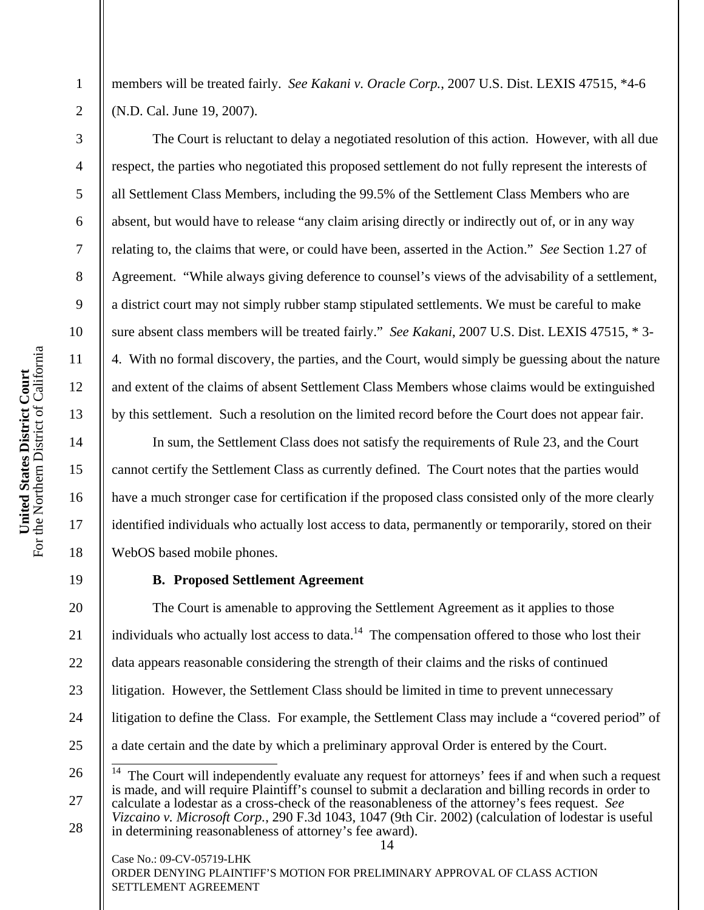members will be treated fairly. *See Kakani v. Oracle Corp.*, 2007 U.S. Dist. LEXIS 47515, *4-6 (N.D. Cal. June 19, 2007).

The Court is reluctant to delay a negotiated resolution of this action. However, with all due respect, the parties who negotiated this proposed settlement do not fully represent the interests of all Settlement Class Members, including the 99.5% of the Settlement Class Members who are absent, but would have to release "any claim arising directly or indirectly out of, or in any way relating to, the claims that were, or could have been, asserted in the Action." *See* Section 1.27 of Agreement. "While always giving deference to counsel's views of the advisability of a settlement, a district court may not simply rubber stamp stipulated settlements. We must be careful to make sure absent class members will be treated fairly." *See Kakani*, 2007 U.S. Dist. LEXIS 47515, * 3-4. With no formal discovery, the parties, and the Court, would simply be guessing about the nature and extent of the claims of absent Settlement Class Members whose claims would be extinguished by this settlement. Such a resolution on the limited record before the Court does not appear fair.

In sum, the Settlement Class does not satisfy the requirements of Rule 23, and the Court cannot certify the Settlement Class as currently defined. The Court notes that the parties would have a much stronger case for certification if the proposed class consisted only of the more clearly identified individuals who actually lost access to data, permanently or temporarily, stored on their WebOS based mobile phones.

### B. Proposed Settlement Agreement

The Court is amenable to approving the Settlement Agreement as it applies to those individuals who actually lost access to data.[14] The compensation offered to those who lost their data appears reasonable considering the strength of their claims and the risks of continued litigation. However, the Settlement Class should be limited in time to prevent unnecessary litigation to define the Class. For example, the Settlement Class may include a "covered period" of a date certain and the date by which a preliminary approval Order is entered by the Court.

[14] The Court will independently evaluate any request for attorneys' fees if and when such a request is made, and will require Plaintiff's counsel to submit a declaration and billing records in order to calculate a lodestar as a cross-check of the reasonableness of the attorney's fees request. *See Vizcaino v. Microsoft Corp.*, 290 F.3d 1043, 1047 (9th Cir. 2002) (calculation of lodestar is useful in determining reasonableness of attorney's fee award).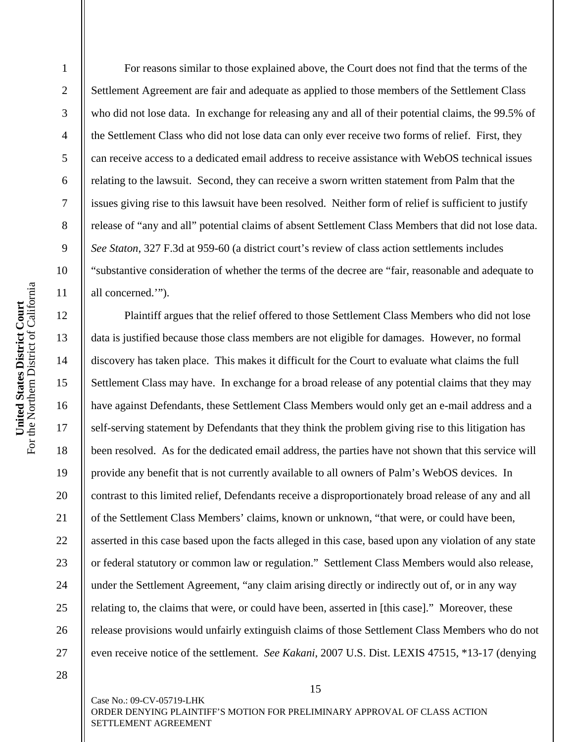For reasons similar to those explained above, the Court does not find that the terms of the Settlement Agreement are fair and adequate as applied to those members of the Settlement Class who did not lose data. In exchange for releasing any and all of their potential claims, the 99.5% of the Settlement Class who did not lose data can only ever receive two forms of relief. First, they can receive access to a dedicated email address to receive assistance with WebOS technical issues relating to the lawsuit. Second, they can receive a sworn written statement from Palm that the issues giving rise to this lawsuit have been resolved. Neither form of relief is sufficient to justify release of "any and all" potential claims of absent Settlement Class Members that did not lose data. *See Staton*, 327 F.3d at 959-60 (a district court's review of class action settlements includes "substantive consideration of whether the terms of the decree are "fair, reasonable and adequate to all concerned.'").

Plaintiff argues that the relief offered to those Settlement Class Members who did not lose data is justified because those class members are not eligible for damages. However, no formal discovery has taken place. This makes it difficult for the Court to evaluate what claims the full Settlement Class may have. In exchange for a broad release of any potential claims that they may have against Defendants, these Settlement Class Members would only get an e-mail address and a self-serving statement by Defendants that they think the problem giving rise to this litigation has been resolved. As for the dedicated email address, the parties have not shown that this service will provide any benefit that is not currently available to all owners of Palm's WebOS devices. In contrast to this limited relief, Defendants receive a disproportionately broad release of any and all of the Settlement Class Members' claims, known or unknown, "that were, or could have been, asserted in this case based upon the facts alleged in this case, based upon any violation of any state or federal statutory or common law or regulation." Settlement Class Members would also release, under the Settlement Agreement, "any claim arising directly or indirectly out of, or in any way relating to, the claims that were, or could have been, asserted in [this case]." Moreover, these release provisions would unfairly extinguish claims of those Settlement Class Members who do not even receive notice of the settlement. *See Kakani*, 2007 U.S. Dist. LEXIS 47515, *13-17 (denying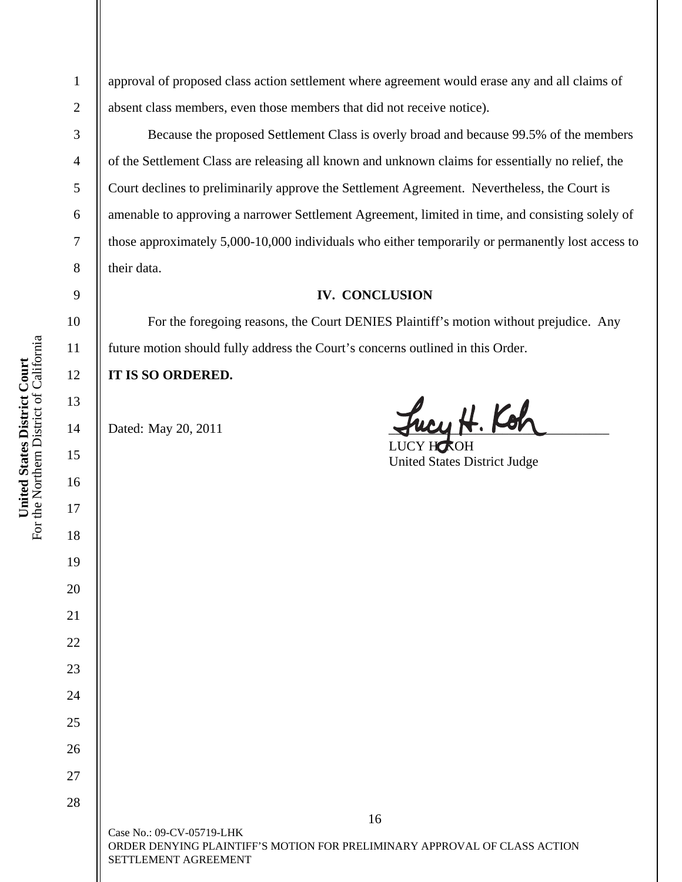approval of proposed class action settlement where agreement would erase any and all claims of absent class members, even those members that did not receive notice).

Because the proposed Settlement Class is overly broad and because 99.5% of the members of the Settlement Class are releasing all known and unknown claims for essentially no relief, the Court declines to preliminarily approve the Settlement Agreement. Nevertheless, the Court is amenable to approving a narrower Settlement Agreement, limited in time, and consisting solely of those approximately 5,000-10,000 individuals who either temporarily or permanently lost access to their data.

## IV. CONCLUSION

For the foregoing reasons, the Court DENIES Plaintiff's motion without prejudice. Any future motion should fully address the Court's concerns outlined in this Order.

**IT IS SO ORDERED.**

Dated: May 20, 2011

LUCY H. KOH
United States District Judge